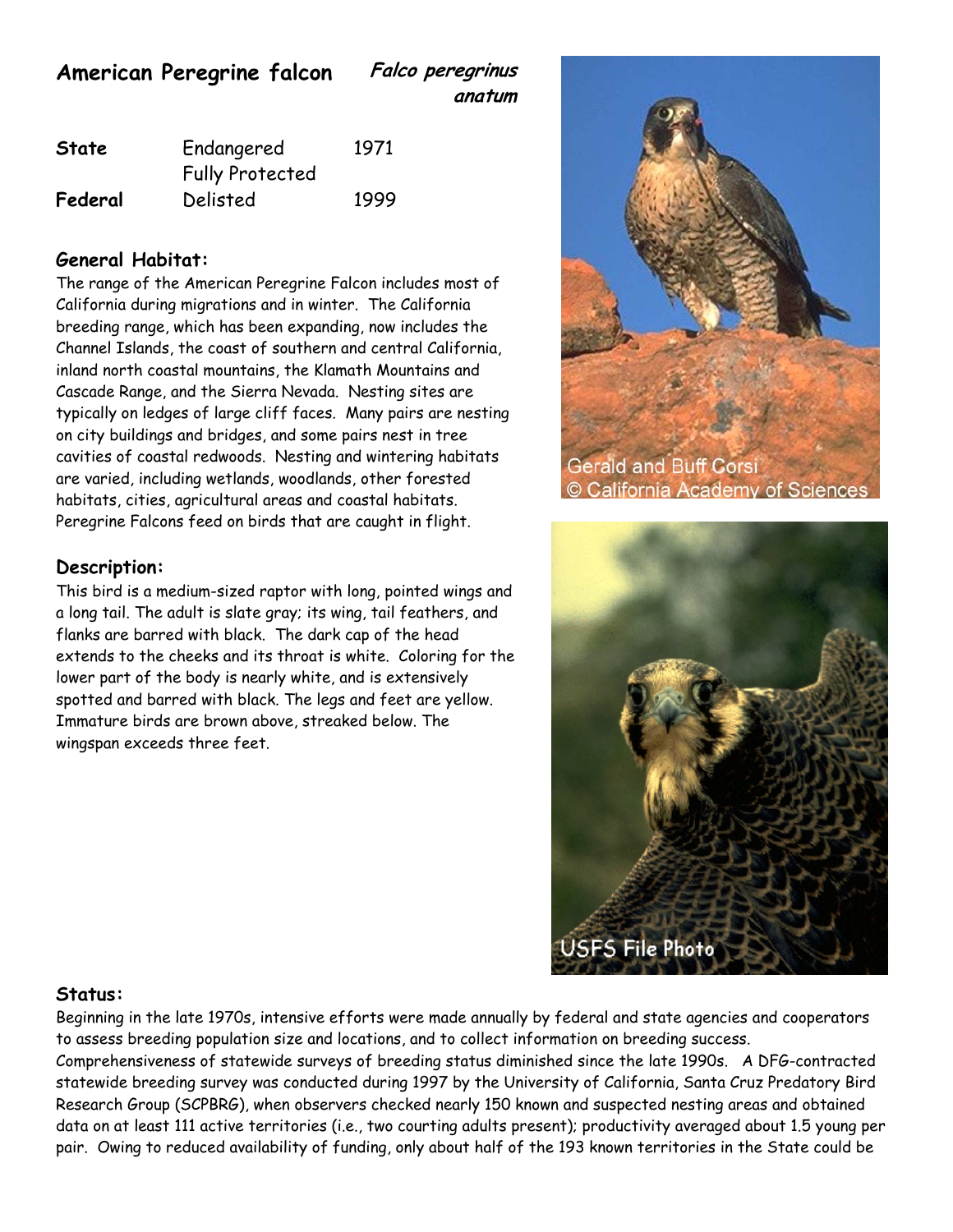# American Peregrine falcon *Falco peregrinus anatum*

| | | |
|---|---|---|
| **State** | Endangered<br>Fully Protected | 1971 |
| **Federal** | Delisted | 1999 |

## General Habitat:

The range of the American Peregrine Falcon includes most of California during migrations and in winter. The California breeding range, which has been expanding, now includes the Channel Islands, the coast of southern and central California, inland north coastal mountains, the Klamath Mountains and Cascade Range, and the Sierra Nevada. Nesting sites are typically on ledges of large cliff faces. Many pairs are nesting on city buildings and bridges, and some pairs nest in tree cavities of coastal redwoods. Nesting and wintering habitats are varied, including wetlands, woodlands, other forested habitats, cities, agricultural areas and coastal habitats. Peregrine Falcons feed on birds that are caught in flight.

## Description:

This bird is a medium-sized raptor with long, pointed wings and a long tail. The adult is slate gray; its wing, tail feathers, and flanks are barred with black. The dark cap of the head extends to the cheeks and its throat is white. Coloring for the lower part of the body is nearly white, and is extensively spotted and barred with black. The legs and feet are yellow. Immature birds are brown above, streaked below. The wingspan exceeds three feet.

Gerald and Buff Corsi
© California Academy of Sciences

USFS File Photo

## Status:

Beginning in the late 1970s, intensive efforts were made annually by federal and state agencies and cooperators to assess breeding population size and locations, and to collect information on breeding success. Comprehensiveness of statewide surveys of breeding status diminished since the late 1990s. A DFG-contracted statewide breeding survey was conducted during 1997 by the University of California, Santa Cruz Predatory Bird Research Group (SCPBRG), when observers checked nearly 150 known and suspected nesting areas and obtained data on at least 111 active territories (i.e., two courting adults present); productivity averaged about 1.5 young per pair. Owing to reduced availability of funding, only about half of the 193 known territories in the State could be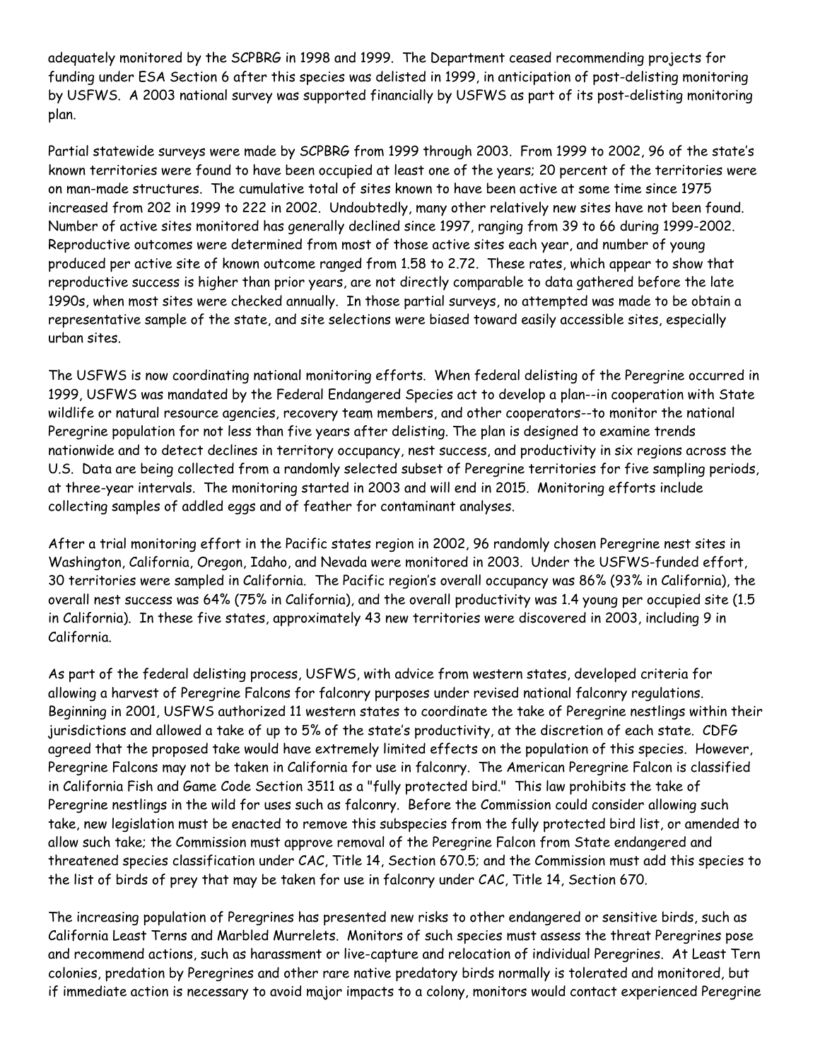adequately monitored by the SCPBRG in 1998 and 1999. The Department ceased recommending projects for funding under ESA Section 6 after this species was delisted in 1999, in anticipation of post-delisting monitoring by USFWS. A 2003 national survey was supported financially by USFWS as part of its post-delisting monitoring plan.

Partial statewide surveys were made by SCPBRG from 1999 through 2003. From 1999 to 2002, 96 of the state's known territories were found to have been occupied at least one of the years; 20 percent of the territories were on man-made structures. The cumulative total of sites known to have been active at some time since 1975 increased from 202 in 1999 to 222 in 2002. Undoubtedly, many other relatively new sites have not been found. Number of active sites monitored has generally declined since 1997, ranging from 39 to 66 during 1999-2002. Reproductive outcomes were determined from most of those active sites each year, and number of young produced per active site of known outcome ranged from 1.58 to 2.72. These rates, which appear to show that reproductive success is higher than prior years, are not directly comparable to data gathered before the late 1990s, when most sites were checked annually. In those partial surveys, no attempted was made to be obtain a representative sample of the state, and site selections were biased toward easily accessible sites, especially urban sites.

The USFWS is now coordinating national monitoring efforts. When federal delisting of the Peregrine occurred in 1999, USFWS was mandated by the Federal Endangered Species act to develop a plan--in cooperation with State wildlife or natural resource agencies, recovery team members, and other cooperators--to monitor the national Peregrine population for not less than five years after delisting. The plan is designed to examine trends nationwide and to detect declines in territory occupancy, nest success, and productivity in six regions across the U.S. Data are being collected from a randomly selected subset of Peregrine territories for five sampling periods, at three-year intervals. The monitoring started in 2003 and will end in 2015. Monitoring efforts include collecting samples of addled eggs and of feather for contaminant analyses.

After a trial monitoring effort in the Pacific states region in 2002, 96 randomly chosen Peregrine nest sites in Washington, California, Oregon, Idaho, and Nevada were monitored in 2003. Under the USFWS-funded effort, 30 territories were sampled in California. The Pacific region's overall occupancy was 86% (93% in California), the overall nest success was 64% (75% in California), and the overall productivity was 1.4 young per occupied site (1.5 in California). In these five states, approximately 43 new territories were discovered in 2003, including 9 in California.

As part of the federal delisting process, USFWS, with advice from western states, developed criteria for allowing a harvest of Peregrine Falcons for falconry purposes under revised national falconry regulations. Beginning in 2001, USFWS authorized 11 western states to coordinate the take of Peregrine nestlings within their jurisdictions and allowed a take of up to 5% of the state's productivity, at the discretion of each state. CDFG agreed that the proposed take would have extremely limited effects on the population of this species. However, Peregrine Falcons may not be taken in California for use in falconry. The American Peregrine Falcon is classified in California Fish and Game Code Section 3511 as a "fully protected bird." This law prohibits the take of Peregrine nestlings in the wild for uses such as falconry. Before the Commission could consider allowing such take, new legislation must be enacted to remove this subspecies from the fully protected bird list, or amended to allow such take; the Commission must approve removal of the Peregrine Falcon from State endangered and threatened species classification under CAC, Title 14, Section 670.5; and the Commission must add this species to the list of birds of prey that may be taken for use in falconry under CAC, Title 14, Section 670.

The increasing population of Peregrines has presented new risks to other endangered or sensitive birds, such as California Least Terns and Marbled Murrelets. Monitors of such species must assess the threat Peregrines pose and recommend actions, such as harassment or live-capture and relocation of individual Peregrines. At Least Tern colonies, predation by Peregrines and other rare native predatory birds normally is tolerated and monitored, but if immediate action is necessary to avoid major impacts to a colony, monitors would contact experienced Peregrine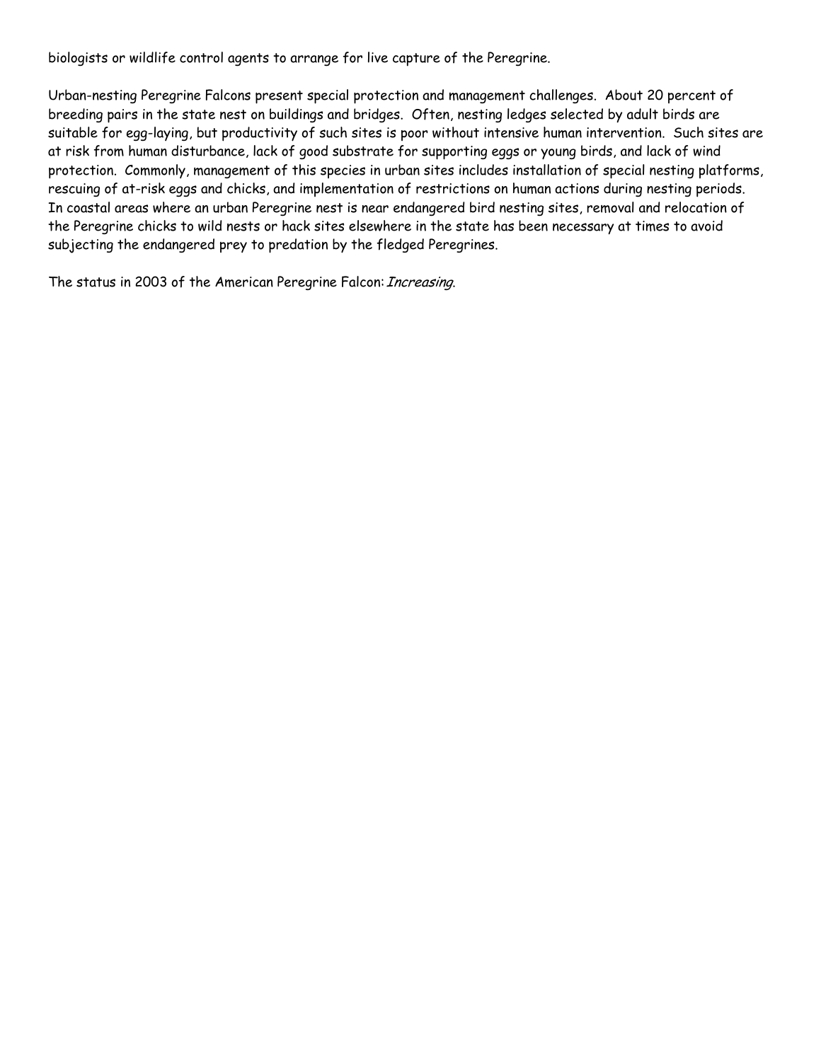biologists or wildlife control agents to arrange for live capture of the Peregrine.

Urban-nesting Peregrine Falcons present special protection and management challenges. About 20 percent of breeding pairs in the state nest on buildings and bridges. Often, nesting ledges selected by adult birds are suitable for egg-laying, but productivity of such sites is poor without intensive human intervention. Such sites are at risk from human disturbance, lack of good substrate for supporting eggs or young birds, and lack of wind protection. Commonly, management of this species in urban sites includes installation of special nesting platforms, rescuing of at-risk eggs and chicks, and implementation of restrictions on human actions during nesting periods. In coastal areas where an urban Peregrine nest is near endangered bird nesting sites, removal and relocation of the Peregrine chicks to wild nests or hack sites elsewhere in the state has been necessary at times to avoid subjecting the endangered prey to predation by the fledged Peregrines.

The status in 2003 of the American Peregrine Falcon: *Increasing*.